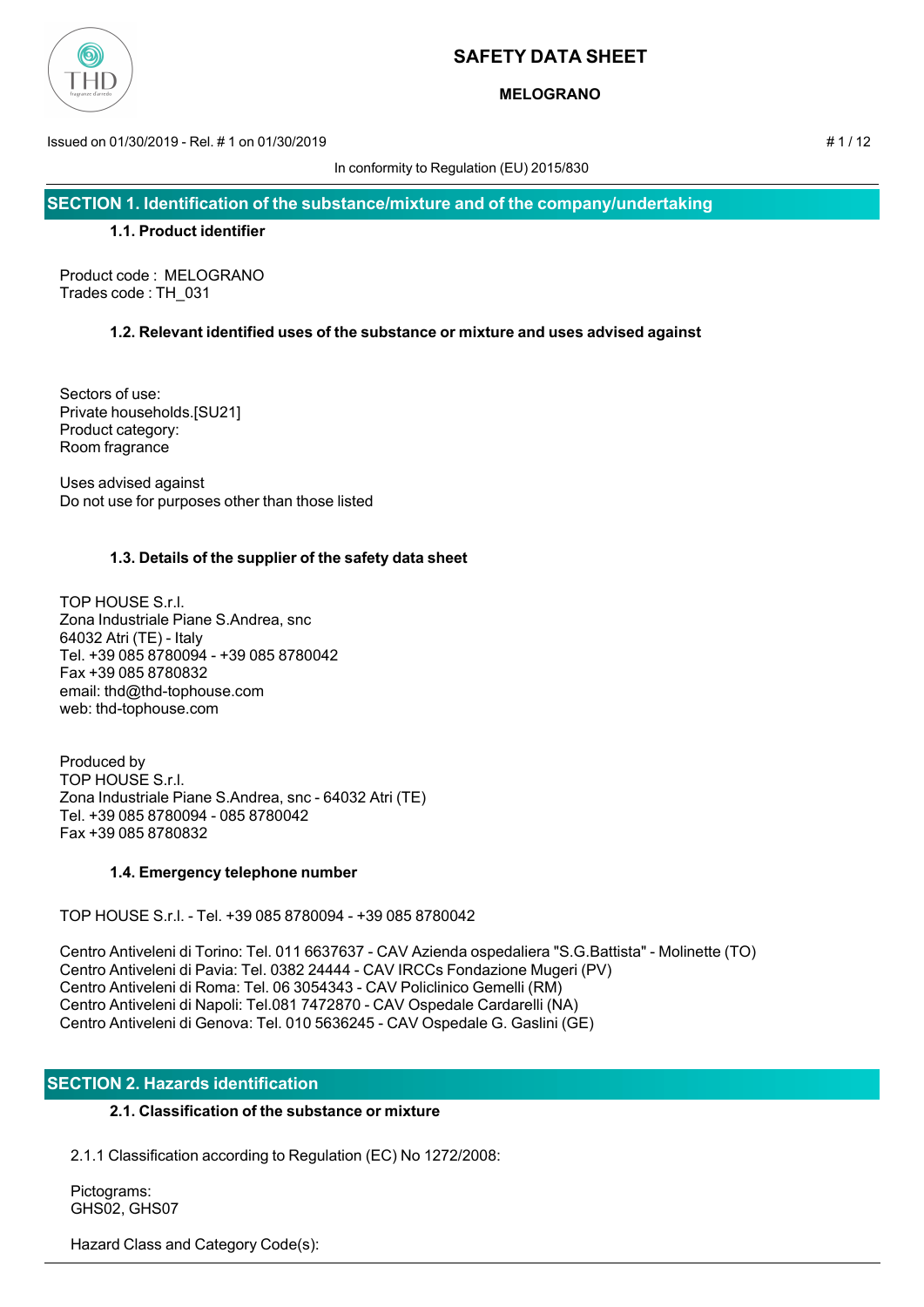# SAFETY DATA SHEET

**MELOGRANO**

Issued on 01/30/2019 - Rel. # 1 on 01/30/2019

In conformity to Regulation (EU) 2015/830

## SECTION 1. Identification of the substance/mixture and of the company/undertaking

### 1.1. Product identifier

Product code : MELOGRANO
Trades code : TH_031

### 1.2. Relevant identified uses of the substance or mixture and uses advised against

Sectors of use:
Private households.[SU21]
Product category:
Room fragrance

Uses advised against
Do not use for purposes other than those listed

### 1.3. Details of the supplier of the safety data sheet

TOP HOUSE S.r.l.
Zona Industriale Piane S.Andrea, snc
64032 Atri (TE) - Italy
Tel. +39 085 8780094 - +39 085 8780042
Fax +39 085 8780832
email: thd@thd-tophouse.com
web: thd-tophouse.com

Produced by
TOP HOUSE S.r.l.
Zona Industriale Piane S.Andrea, snc - 64032 Atri (TE)
Tel. +39 085 8780094 - 085 8780042
Fax +39 085 8780832

### 1.4. Emergency telephone number

TOP HOUSE S.r.l. - Tel. +39 085 8780094 - +39 085 8780042

Centro Antiveleni di Torino: Tel. 011 6637637 - CAV Azienda ospedaliera "S.G.Battista" - Molinette (TO)
Centro Antiveleni di Pavia: Tel. 0382 24444 - CAV IRCCs Fondazione Mugeri (PV)
Centro Antiveleni di Roma: Tel. 06 3054343 - CAV Policlinico Gemelli (RM)
Centro Antiveleni di Napoli: Tel.081 7472870 - CAV Ospedale Cardarelli (NA)
Centro Antiveleni di Genova: Tel. 010 5636245 - CAV Ospedale G. Gaslini (GE)

## SECTION 2. Hazards identification

### 2.1. Classification of the substance or mixture

2.1.1 Classification according to Regulation (EC) No 1272/2008:

Pictograms:
GHS02, GHS07

Hazard Class and Category Code(s):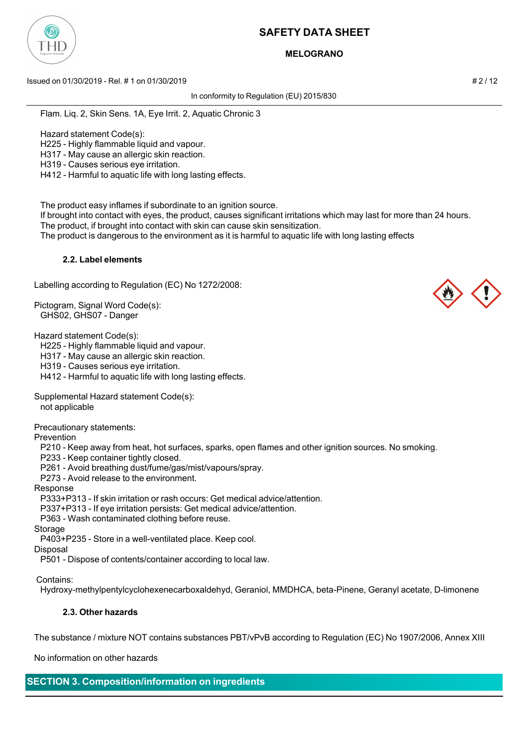Flam. Liq. 2, Skin Sens. 1A, Eye Irrit. 2, Aquatic Chronic 3

Hazard statement Code(s):
H225 - Highly flammable liquid and vapour.
H317 - May cause an allergic skin reaction.
H319 - Causes serious eye irritation.
H412 - Harmful to aquatic life with long lasting effects.

The product easy inflames if subordinate to an ignition source.
If brought into contact with eyes, the product, causes significant irritations which may last for more than 24 hours.
The product, if brought into contact with skin can cause skin sensitization.
The product is dangerous to the environment as it is harmful to aquatic life with long lasting effects

#### 2.2. Label elements

Labelling according to Regulation (EC) No 1272/2008:

Pictogram, Signal Word Code(s):
GHS02, GHS07 - Danger

Hazard statement Code(s):
H225 - Highly flammable liquid and vapour.
H317 - May cause an allergic skin reaction.
H319 - Causes serious eye irritation.
H412 - Harmful to aquatic life with long lasting effects.

Supplemental Hazard statement Code(s):
not applicable

Precautionary statements:
Prevention
P210 - Keep away from heat, hot surfaces, sparks, open flames and other ignition sources. No smoking.
P233 - Keep container tightly closed.
P261 - Avoid breathing dust/fume/gas/mist/vapours/spray.
P273 - Avoid release to the environment.
Response
P333+P313 - If skin irritation or rash occurs: Get medical advice/attention.
P337+P313 - If eye irritation persists: Get medical advice/attention.
P363 - Wash contaminated clothing before reuse.
Storage
P403+P235 - Store in a well-ventilated place. Keep cool.
Disposal
P501 - Dispose of contents/container according to local law.

Contains:
Hydroxy-methylpentylcyclohexenecarboxaldehyd, Geraniol, MMDHCA, beta-Pinene, Geranyl acetate, D-limonene

#### 2.3. Other hazards

The substance / mixture NOT contains substances PBT/vPvB according to Regulation (EC) No 1907/2006, Annex XIII

No information on other hazards

## SECTION 3. Composition/information on ingredients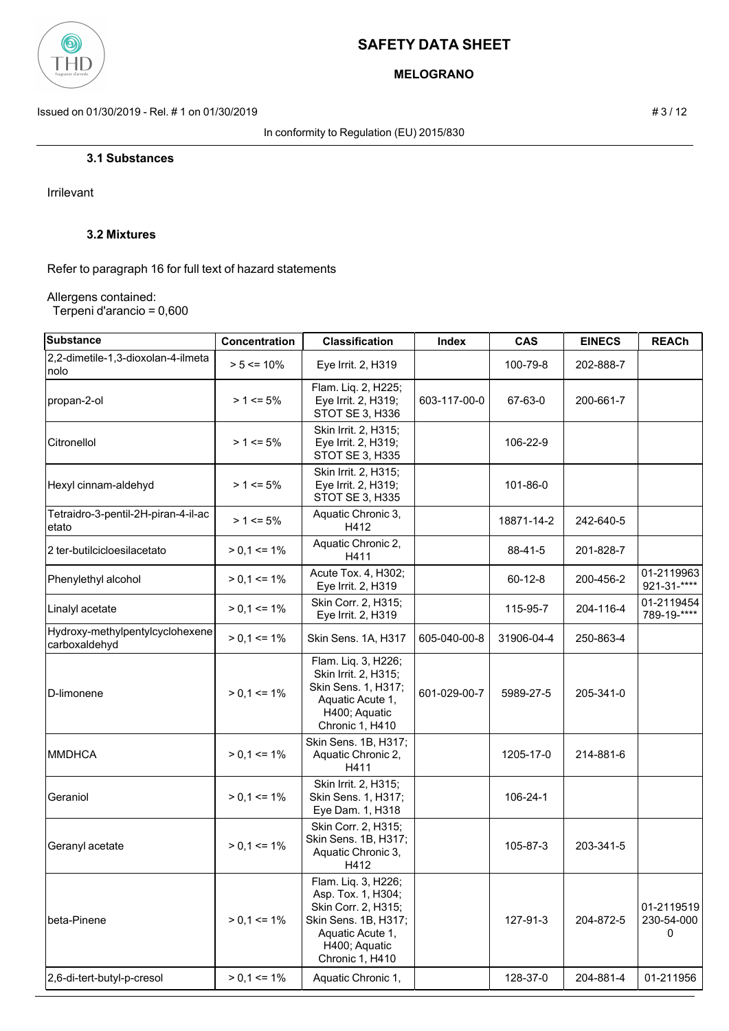### 3.1 Substances

Irrilevant

### 3.2 Mixtures

Refer to paragraph 16 for full text of hazard statements

Allergens contained:
Terpeni d'arancio = 0,600

| Substance | Concentration | Classification | Index | CAS | EINECS | REACh |
|---|---|---|---|---|---|---|
| 2,2-dimetile-1,3-dioxolan-4-ilmetanolo | > 5 <= 10% | Eye Irrit. 2, H319 | | 100-79-8 | 202-888-7 | |
| propan-2-ol | > 1 <= 5% | Flam. Liq. 2, H225; Eye Irrit. 2, H319; STOT SE 3, H336 | 603-117-00-0 | 67-63-0 | 200-661-7 | |
| Citronellol | > 1 <= 5% | Skin Irrit. 2, H315; Eye Irrit. 2, H319; STOT SE 3, H335 | | 106-22-9 | | |
| Hexyl cinnam-aldehyd | > 1 <= 5% | Skin Irrit. 2, H315; Eye Irrit. 2, H319; STOT SE 3, H335 | | 101-86-0 | | |
| Tetraidro-3-pentil-2H-piran-4-il-acetato | > 1 <= 5% | Aquatic Chronic 3, H412 | | 18871-14-2 | 242-640-5 | |
| 2 ter-butilcicloesilacetato | > 0,1 <= 1% | Aquatic Chronic 2, H411 | | 88-41-5 | 201-828-7 | |
| Phenylethyl alcohol | > 0,1 <= 1% | Acute Tox. 4, H302; Eye Irrit. 2, H319 | | 60-12-8 | 200-456-2 | 01-2119963921-31-**** |
| Linalyl acetate | > 0,1 <= 1% | Skin Corr. 2, H315; Eye Irrit. 2, H319 | | 115-95-7 | 204-116-4 | 01-2119454789-19-**** |
| Hydroxy-methylpentylcyclohexenecarboxaldehyd | > 0,1 <= 1% | Skin Sens. 1A, H317 | 605-040-00-8 | 31906-04-4 | 250-863-4 | |
| D-limonene | > 0,1 <= 1% | Flam. Liq. 3, H226; Skin Irrit. 2, H315; Skin Sens. 1, H317; Aquatic Acute 1, H400; Aquatic Chronic 1, H410 | 601-029-00-7 | 5989-27-5 | 205-341-0 | |
| MMDHCA | > 0,1 <= 1% | Skin Sens. 1B, H317; Aquatic Chronic 2, H411 | | 1205-17-0 | 214-881-6 | |
| Geraniol | > 0,1 <= 1% | Skin Irrit. 2, H315; Skin Sens. 1, H317; Eye Dam. 1, H318 | | 106-24-1 | | |
| Geranyl acetate | > 0,1 <= 1% | Skin Corr. 2, H315; Skin Sens. 1B, H317; Aquatic Chronic 3, H412 | | 105-87-3 | 203-341-5 | |
| beta-Pinene | > 0,1 <= 1% | Flam. Liq. 3, H226; Asp. Tox. 1, H304; Skin Corr. 2, H315; Skin Sens. 1B, H317; Aquatic Acute 1, H400; Aquatic Chronic 1, H410 | | 127-91-3 | 204-872-5 | 01-2119519230-54-0000 |
| 2,6-di-tert-butyl-p-cresol | > 0,1 <= 1% | Aquatic Chronic 1, | | 128-37-0 | 204-881-4 | 01-211956 |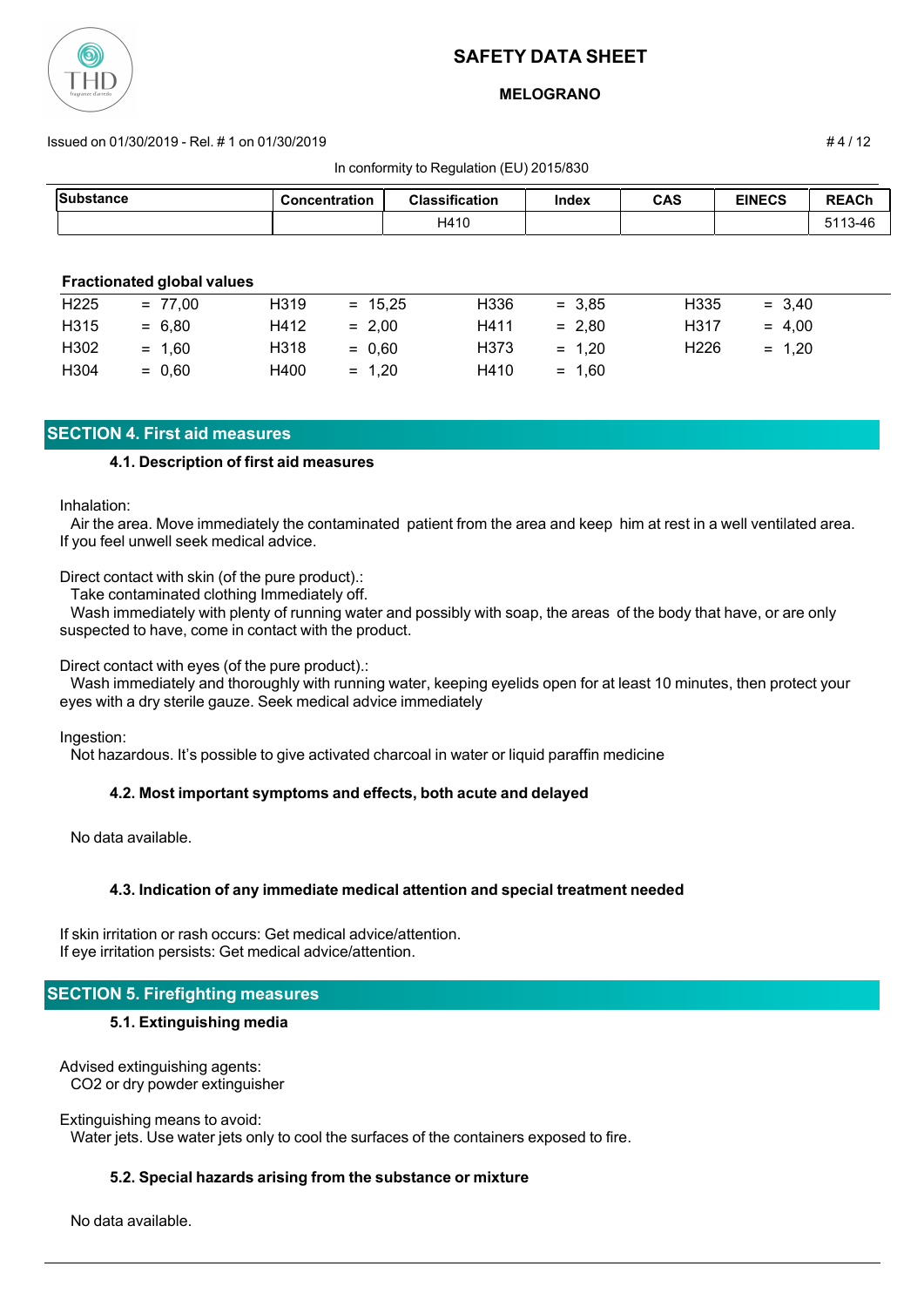| Substance | Concentration | Classification | Index | CAS | EINECS | REACh |
|---|---|---|---|---|---|---|
| | | H410 | | | | 5113-46 |

**Fractionated global values**

| | | | | | | | |
|---|---|---|---|---|---|---|---|
| H225 | = 77,00 | H319 | = 15,25 | H336 | = 3,85 | H335 | = 3,40 |
| H315 | = 6,80 | H412 | = 2,00 | H411 | = 2,80 | H317 | = 4,00 |
| H302 | = 1,60 | H318 | = 0,60 | H373 | = 1,20 | H226 | = 1,20 |
| H304 | = 0,60 | H400 | = 1,20 | H410 | = 1,60 | | |

## SECTION 4. First aid measures

### 4.1. Description of first aid measures

Inhalation:
Air the area. Move immediately the contaminated patient from the area and keep him at rest in a well ventilated area. If you feel unwell seek medical advice.

Direct contact with skin (of the pure product).:
Take contaminated clothing Immediately off.
Wash immediately with plenty of running water and possibly with soap, the areas of the body that have, or are only suspected to have, come in contact with the product.

Direct contact with eyes (of the pure product).:
Wash immediately and thoroughly with running water, keeping eyelids open for at least 10 minutes, then protect your eyes with a dry sterile gauze. Seek medical advice immediately

Ingestion:
Not hazardous. It's possible to give activated charcoal in water or liquid paraffin medicine

### 4.2. Most important symptoms and effects, both acute and delayed

No data available.

### 4.3. Indication of any immediate medical attention and special treatment needed

If skin irritation or rash occurs: Get medical advice/attention.
If eye irritation persists: Get medical advice/attention.

## SECTION 5. Firefighting measures

### 5.1. Extinguishing media

Advised extinguishing agents:
$CO_2$ or dry powder extinguisher

Extinguishing means to avoid:
Water jets. Use water jets only to cool the surfaces of the containers exposed to fire.

### 5.2. Special hazards arising from the substance or mixture

No data available.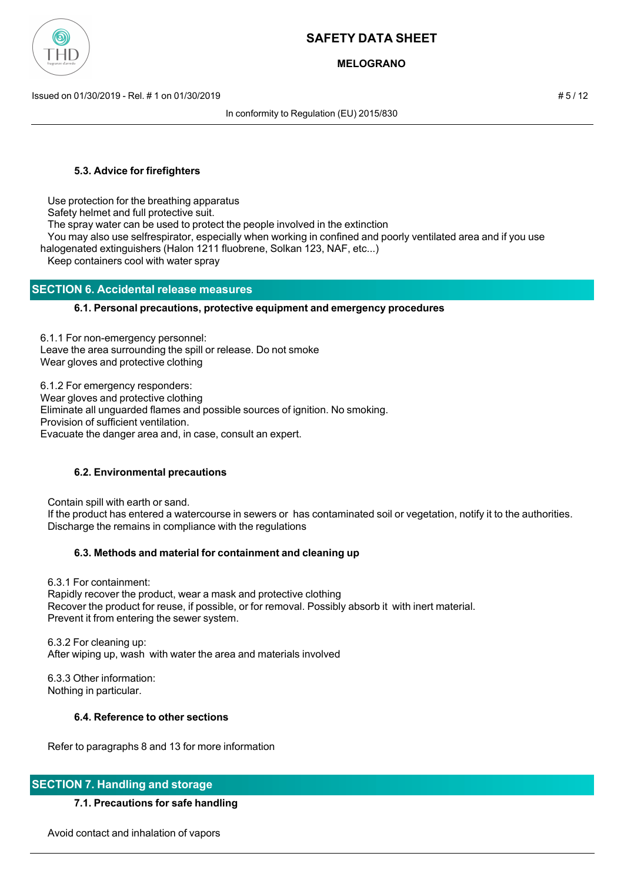### 5.3. Advice for firefighters

Use protection for the breathing apparatus
Safety helmet and full protective suit.
The spray water can be used to protect the people involved in the extinction
You may also use selfrespirator, especially when working in confined and poorly ventilated area and if you use halogenated extinguishers (Halon 1211 fluobrene, Solkan 123, NAF, etc...)
Keep containers cool with water spray

## SECTION 6. Accidental release measures

### 6.1. Personal precautions, protective equipment and emergency procedures

6.1.1 For non-emergency personnel:
Leave the area surrounding the spill or release. Do not smoke
Wear gloves and protective clothing

6.1.2 For emergency responders:
Wear gloves and protective clothing
Eliminate all unguarded flames and possible sources of ignition. No smoking.
Provision of sufficient ventilation.
Evacuate the danger area and, in case, consult an expert.

### 6.2. Environmental precautions

Contain spill with earth or sand.
If the product has entered a watercourse in sewers or has contaminated soil or vegetation, notify it to the authorities.
Discharge the remains in compliance with the regulations

### 6.3. Methods and material for containment and cleaning up

6.3.1 For containment:
Rapidly recover the product, wear a mask and protective clothing
Recover the product for reuse, if possible, or for removal. Possibly absorb it with inert material.
Prevent it from entering the sewer system.

6.3.2 For cleaning up:
After wiping up, wash with water the area and materials involved

6.3.3 Other information:
Nothing in particular.

### 6.4. Reference to other sections

Refer to paragraphs 8 and 13 for more information

## SECTION 7. Handling and storage

### 7.1. Precautions for safe handling

Avoid contact and inhalation of vapors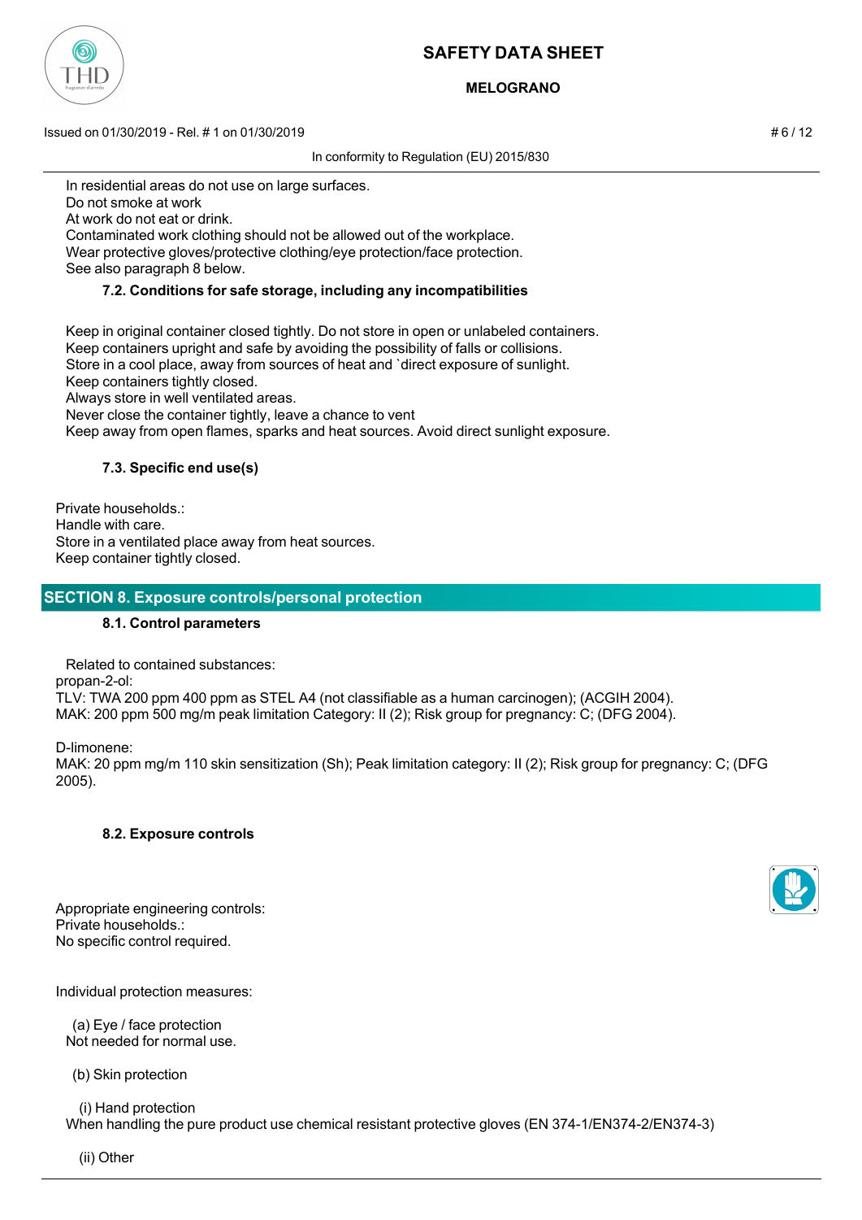In residential areas do not use on large surfaces.
Do not smoke at work
At work do not eat or drink.
Contaminated work clothing should not be allowed out of the workplace.
Wear protective gloves/protective clothing/eye protection/face protection.
See also paragraph 8 below.

### 7.2. Conditions for safe storage, including any incompatibilities

Keep in original container closed tightly. Do not store in open or unlabeled containers.
Keep containers upright and safe by avoiding the possibility of falls or collisions.
Store in a cool place, away from sources of heat and `direct exposure of sunlight.
Keep containers tightly closed.
Always store in well ventilated areas.
Never close the container tightly, leave a chance to vent
Keep away from open flames, sparks and heat sources. Avoid direct sunlight exposure.

### 7.3. Specific end use(s)

Private households.:
Handle with care.
Store in a ventilated place away from heat sources.
Keep container tightly closed.

## SECTION 8. Exposure controls/personal protection

### 8.1. Control parameters

Related to contained substances:
propan-2-ol:
TLV: TWA 200 ppm 400 ppm as STEL A4 (not classifiable as a human carcinogen); (ACGIH 2004).
MAK: 200 ppm 500 mg/m peak limitation Category: II (2); Risk group for pregnancy: C; (DFG 2004).

D-limonene:
MAK: 20 ppm mg/m 110 skin sensitization (Sh); Peak limitation category: II (2); Risk group for pregnancy: C; (DFG 2005).

### 8.2. Exposure controls

Appropriate engineering controls:
Private households.:
No specific control required.

Individual protection measures:

(a) Eye / face protection
Not needed for normal use.

(b) Skin protection

(i) Hand protection
When handling the pure product use chemical resistant protective gloves (EN 374-1/EN374-2/EN374-3)

(ii) Other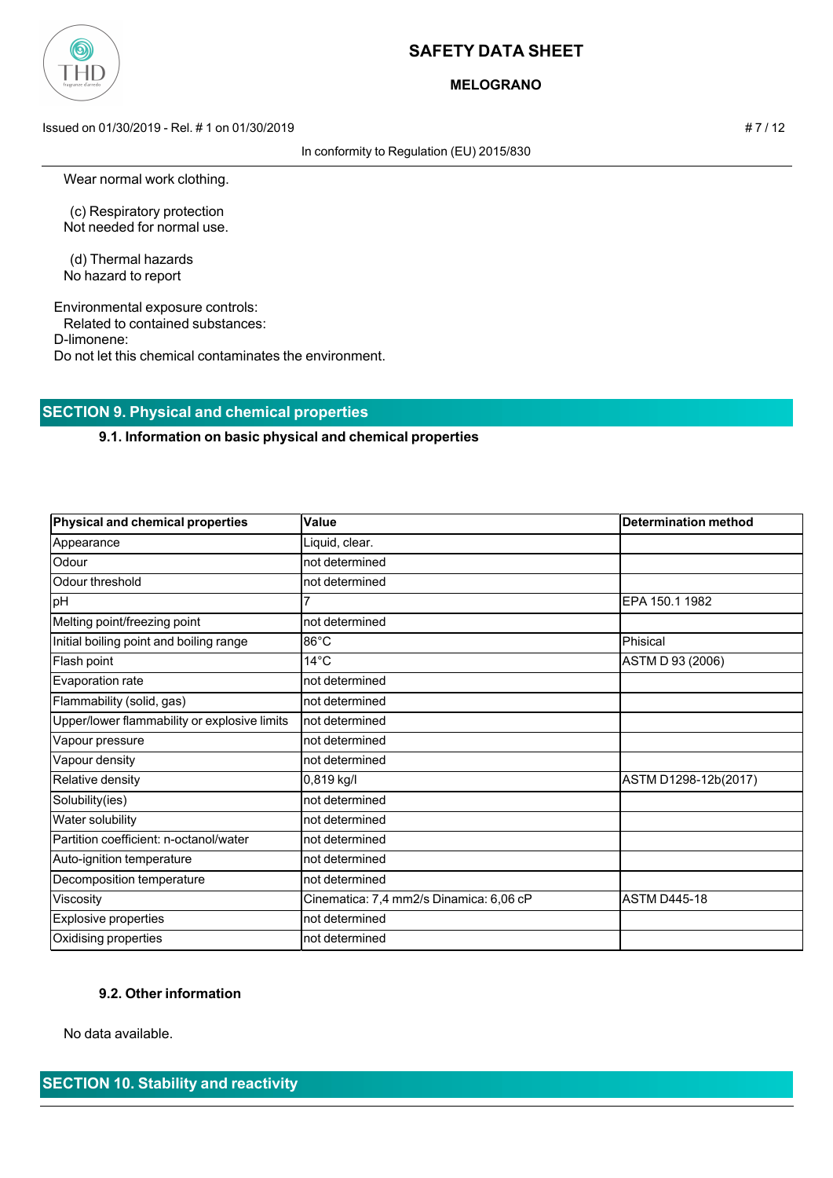Wear normal work clothing.

(c) Respiratory protection
Not needed for normal use.

(d) Thermal hazards
No hazard to report

Environmental exposure controls:
Related to contained substances:
D-limonene:
Do not let this chemical contaminates the environment.

## SECTION 9. Physical and chemical properties

### 9.1. Information on basic physical and chemical properties

| Physical and chemical properties | Value | Determination method |
|---|---|---|
| Appearance | Liquid, clear. | |
| Odour | not determined | |
| Odour threshold | not determined | |
| pH | 7 | EPA 150.1 1982 |
| Melting point/freezing point | not determined | |
| Initial boiling point and boiling range | 86°C | Phisical |
| Flash point | 14°C | ASTM D 93 (2006) |
| Evaporation rate | not determined | |
| Flammability (solid, gas) | not determined | |
| Upper/lower flammability or explosive limits | not determined | |
| Vapour pressure | not determined | |
| Vapour density | not determined | |
| Relative density | 0,819 kg/l | ASTM D1298-12b(2017) |
| Solubility(ies) | not determined | |
| Water solubility | not determined | |
| Partition coefficient: n-octanol/water | not determined | |
| Auto-ignition temperature | not determined | |
| Decomposition temperature | not determined | |
| Viscosity | Cinematica: 7,4 mm2/s Dinamica: 6,06 cP | ASTM D445-18 |
| Explosive properties | not determined | |
| Oxidising properties | not determined | |

### 9.2. Other information

No data available.

## SECTION 10. Stability and reactivity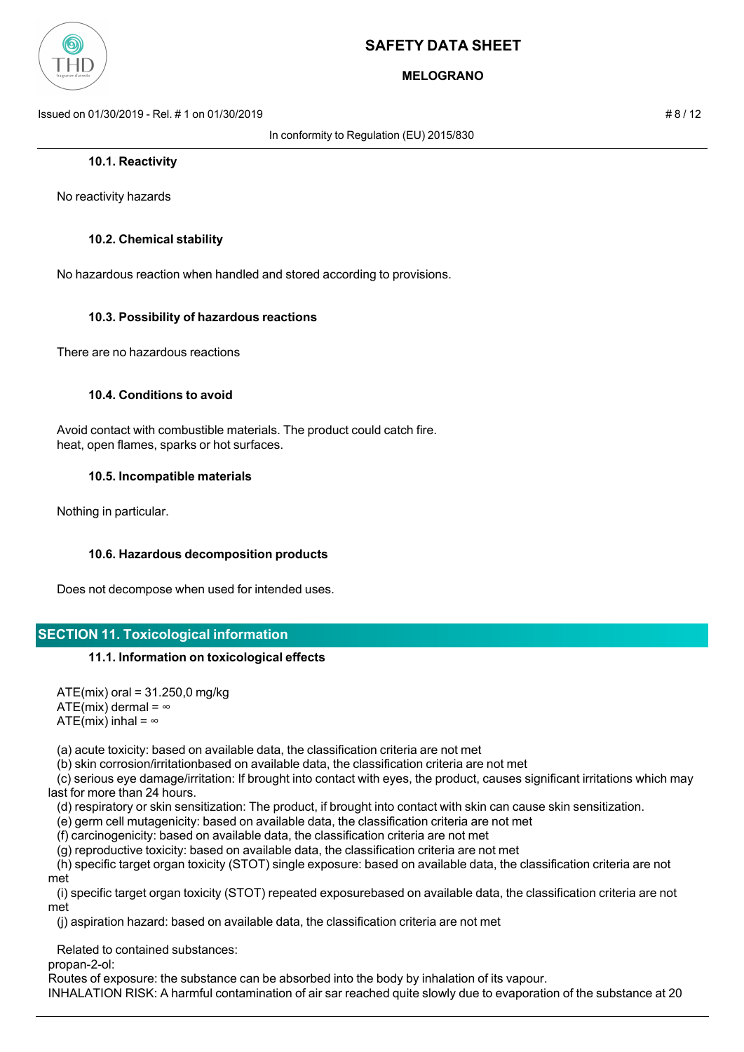### 10.1. Reactivity

No reactivity hazards

### 10.2. Chemical stability

No hazardous reaction when handled and stored according to provisions.

### 10.3. Possibility of hazardous reactions

There are no hazardous reactions

### 10.4. Conditions to avoid

Avoid contact with combustible materials. The product could catch fire.
heat, open flames, sparks or hot surfaces.

### 10.5. Incompatible materials

Nothing in particular.

### 10.6. Hazardous decomposition products

Does not decompose when used for intended uses.

## SECTION 11. Toxicological information

### 11.1. Information on toxicological effects

ATE(mix) oral = 31.250,0 mg/kg
ATE(mix) dermal = ∞
ATE(mix) inhal = ∞

(a) acute toxicity: based on available data, the classification criteria are not met
(b) skin corrosion/irritationbased on available data, the classification criteria are not met
(c) serious eye damage/irritation: If brought into contact with eyes, the product, causes significant irritations which may last for more than 24 hours.
(d) respiratory or skin sensitization: The product, if brought into contact with skin can cause skin sensitization.
(e) germ cell mutagenicity: based on available data, the classification criteria are not met
(f) carcinogenicity: based on available data, the classification criteria are not met
(g) reproductive toxicity: based on available data, the classification criteria are not met
(h) specific target organ toxicity (STOT) single exposure: based on available data, the classification criteria are not met
(i) specific target organ toxicity (STOT) repeated exposurebased on available data, the classification criteria are not met
(j) aspiration hazard: based on available data, the classification criteria are not met

Related to contained substances:
propan-2-ol:
Routes of exposure: the substance can be absorbed into the body by inhalation of its vapour.
INHALATION RISK: A harmful contamination of air sar reached quite slowly due to evaporation of the substance at 20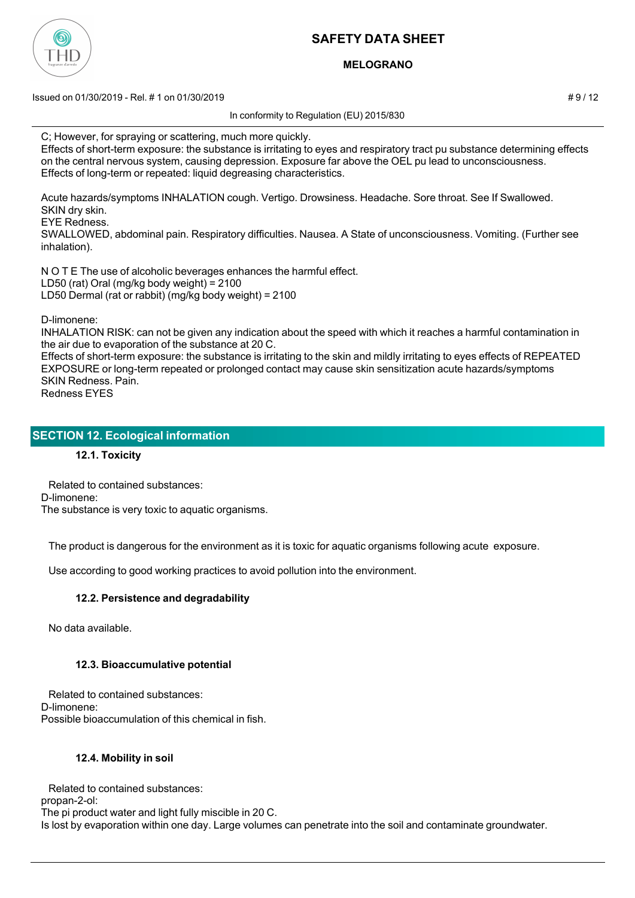C; However, for spraying or scattering, much more quickly.
Effects of short-term exposure: the substance is irritating to eyes and respiratory tract pu substance determining effects on the central nervous system, causing depression. Exposure far above the OEL pu lead to unconsciousness.
Effects of long-term or repeated: liquid degreasing characteristics.

Acute hazards/symptoms INHALATION cough. Vertigo. Drowsiness. Headache. Sore throat. See If Swallowed.
SKIN dry skin.
EYE Redness.
SWALLOWED, abdominal pain. Respiratory difficulties. Nausea. A State of unconsciousness. Vomiting. (Further see inhalation).

N O T E The use of alcoholic beverages enhances the harmful effect.
LD50 (rat) Oral (mg/kg body weight) = 2100
LD50 Dermal (rat or rabbit) (mg/kg body weight) = 2100

D-limonene:
INHALATION RISK: can not be given any indication about the speed with which it reaches a harmful contamination in the air due to evaporation of the substance at 20 C.
Effects of short-term exposure: the substance is irritating to the skin and mildly irritating to eyes effects of REPEATED EXPOSURE or long-term repeated or prolonged contact may cause skin sensitization acute hazards/symptoms
SKIN Redness. Pain.
Redness EYES

## SECTION 12. Ecological information

### 12.1. Toxicity

Related to contained substances:
D-limonene:
The substance is very toxic to aquatic organisms.

The product is dangerous for the environment as it is toxic for aquatic organisms following acute exposure.

Use according to good working practices to avoid pollution into the environment.

### 12.2. Persistence and degradability

No data available.

### 12.3. Bioaccumulative potential

Related to contained substances:
D-limonene:
Possible bioaccumulation of this chemical in fish.

### 12.4. Mobility in soil

Related to contained substances:
propan-2-ol:
The pi product water and light fully miscible in 20 C.
Is lost by evaporation within one day. Large volumes can penetrate into the soil and contaminate groundwater.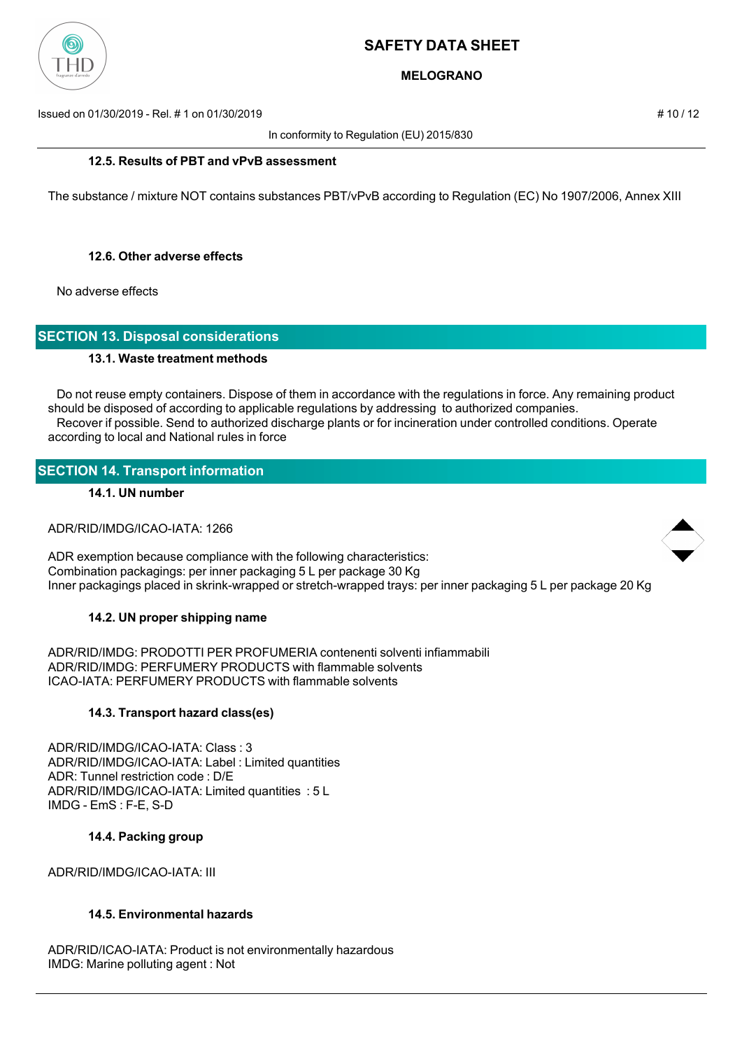#### 12.5. Results of PBT and vPvB assessment

The substance / mixture NOT contains substances PBT/vPvB according to Regulation (EC) No 1907/2006, Annex XIII

#### 12.6. Other adverse effects

No adverse effects

## SECTION 13. Disposal considerations

#### 13.1. Waste treatment methods

Do not reuse empty containers. Dispose of them in accordance with the regulations in force. Any remaining product should be disposed of according to applicable regulations by addressing to authorized companies.
Recover if possible. Send to authorized discharge plants or for incineration under controlled conditions. Operate according to local and National rules in force

## SECTION 14. Transport information

#### 14.1. UN number

ADR/RID/IMDG/ICAO-IATA: 1266

ADR exemption because compliance with the following characteristics:
Combination packagings: per inner packaging 5 L per package 30 Kg
Inner packagings placed in skrink-wrapped or stretch-wrapped trays: per inner packaging 5 L per package 20 Kg

#### 14.2. UN proper shipping name

ADR/RID/IMDG: PRODOTTI PER PROFUMERIA contenenti solventi infiammabili
ADR/RID/IMDG: PERFUMERY PRODUCTS with flammable solvents
ICAO-IATA: PERFUMERY PRODUCTS with flammable solvents

#### 14.3. Transport hazard class(es)

ADR/RID/IMDG/ICAO-IATA: Class : 3
ADR/RID/IMDG/ICAO-IATA: Label : Limited quantities
ADR: Tunnel restriction code : D/E
ADR/RID/IMDG/ICAO-IATA: Limited quantities : 5 L
IMDG - EmS : F-E, S-D

#### 14.4. Packing group

ADR/RID/IMDG/ICAO-IATA: III

#### 14.5. Environmental hazards

ADR/RID/ICAO-IATA: Product is not environmentally hazardous
IMDG: Marine polluting agent : Not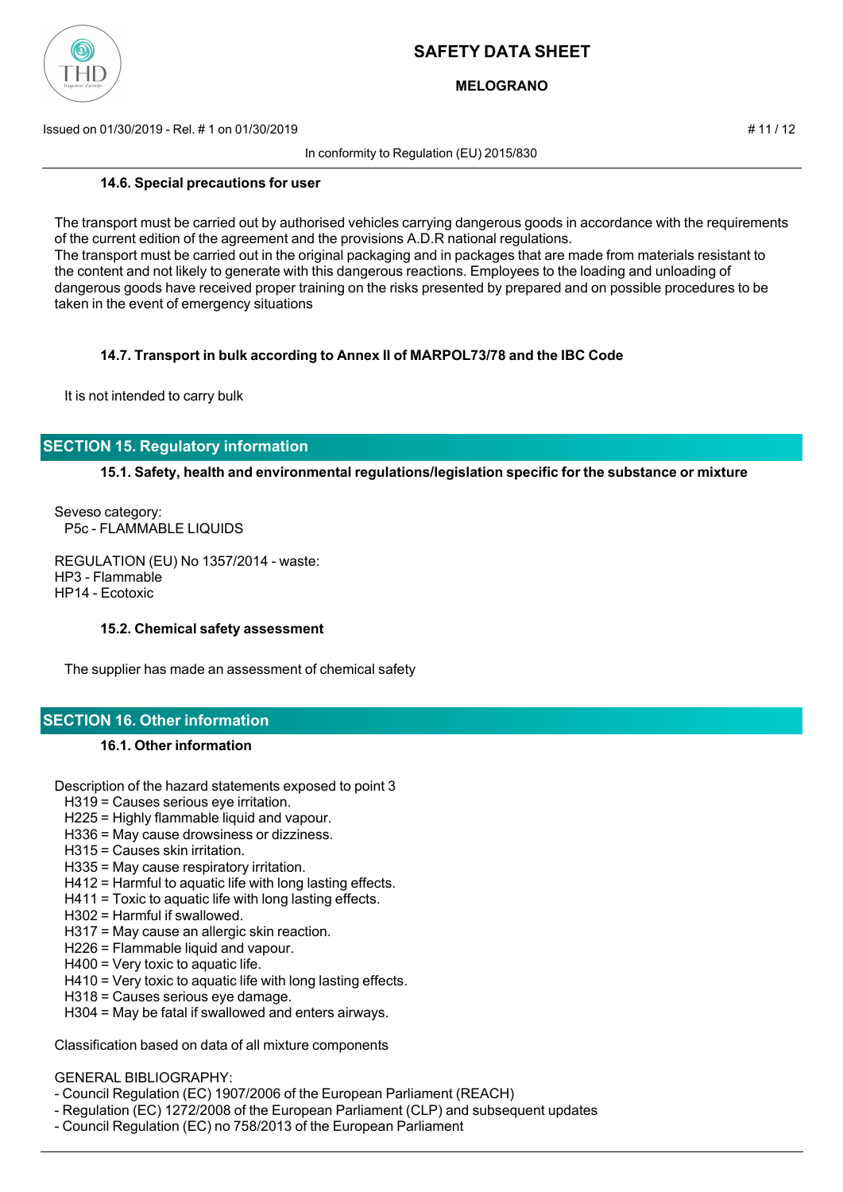### 14.6. Special precautions for user

The transport must be carried out by authorised vehicles carrying dangerous goods in accordance with the requirements of the current edition of the agreement and the provisions A.D.R national regulations.
The transport must be carried out in the original packaging and in packages that are made from materials resistant to the content and not likely to generate with this dangerous reactions. Employees to the loading and unloading of dangerous goods have received proper training on the risks presented by prepared and on possible procedures to be taken in the event of emergency situations

### 14.7. Transport in bulk according to Annex II of MARPOL73/78 and the IBC Code

It is not intended to carry bulk

## SECTION 15. Regulatory information

### 15.1. Safety, health and environmental regulations/legislation specific for the substance or mixture

Seveso category:
P5c - FLAMMABLE LIQUIDS

REGULATION (EU) No 1357/2014 - waste:
HP3 - Flammable
HP14 - Ecotoxic

### 15.2. Chemical safety assessment

The supplier has made an assessment of chemical safety

## SECTION 16. Other information

### 16.1. Other information

Description of the hazard statements exposed to point 3
H319 = Causes serious eye irritation.
H225 = Highly flammable liquid and vapour.
H336 = May cause drowsiness or dizziness.
H315 = Causes skin irritation.
H335 = May cause respiratory irritation.
H412 = Harmful to aquatic life with long lasting effects.
H411 = Toxic to aquatic life with long lasting effects.
H302 = Harmful if swallowed.
H317 = May cause an allergic skin reaction.
H226 = Flammable liquid and vapour.
H400 = Very toxic to aquatic life.
H410 = Very toxic to aquatic life with long lasting effects.
H318 = Causes serious eye damage.
H304 = May be fatal if swallowed and enters airways.

Classification based on data of all mixture components

GENERAL BIBLIOGRAPHY:
- Council Regulation (EC) 1907/2006 of the European Parliament (REACH)
- Regulation (EC) 1272/2008 of the European Parliament (CLP) and subsequent updates
- Council Regulation (EC) no 758/2013 of the European Parliament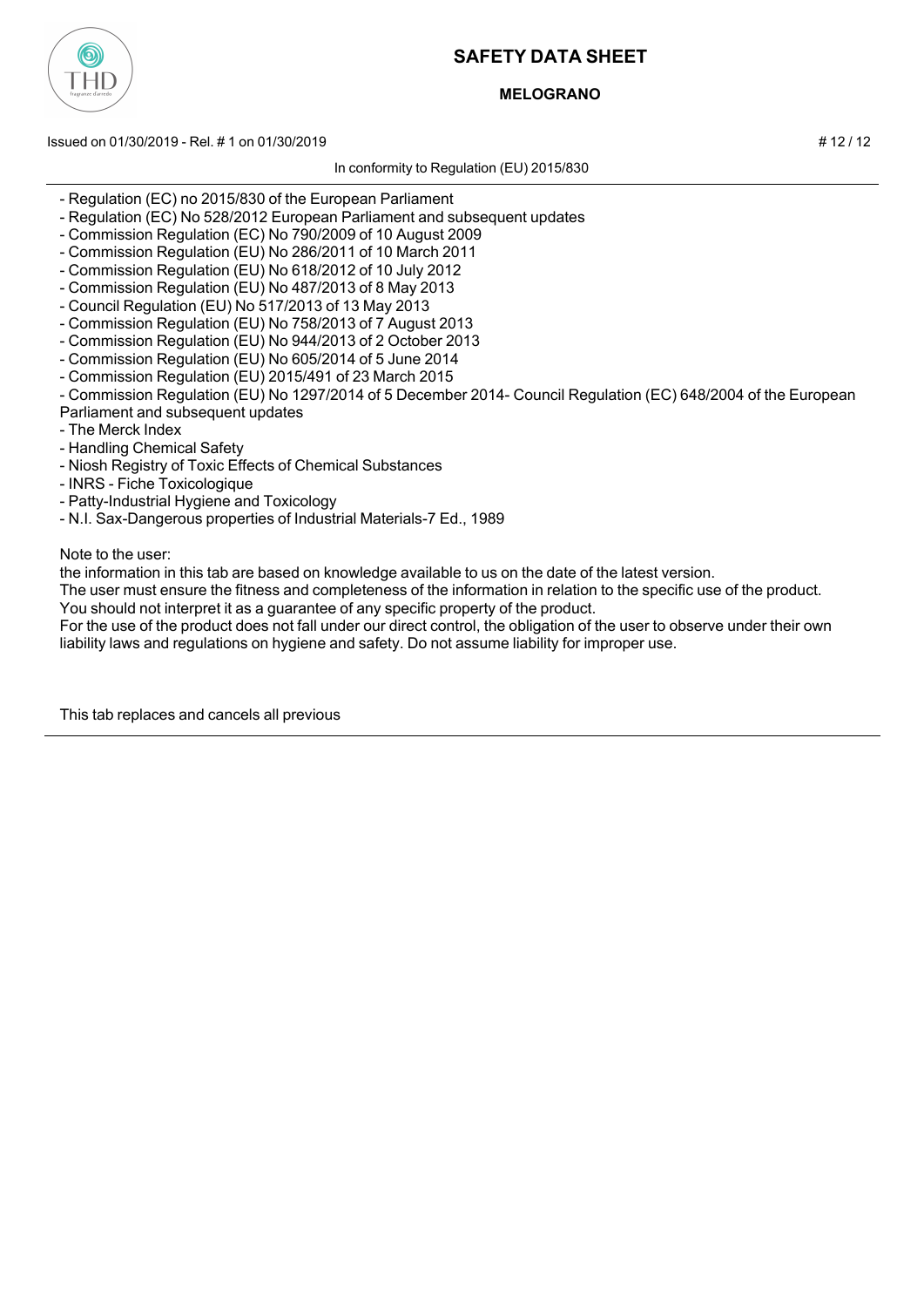- Regulation (EC) no 2015/830 of the European Parliament
- Regulation (EC) No 528/2012 European Parliament and subsequent updates
- Commission Regulation (EC) No 790/2009 of 10 August 2009
- Commission Regulation (EU) No 286/2011 of 10 March 2011
- Commission Regulation (EU) No 618/2012 of 10 July 2012
- Commission Regulation (EU) No 487/2013 of 8 May 2013
- Council Regulation (EU) No 517/2013 of 13 May 2013
- Commission Regulation (EU) No 758/2013 of 7 August 2013
- Commission Regulation (EU) No 944/2013 of 2 October 2013
- Commission Regulation (EU) No 605/2014 of 5 June 2014
- Commission Regulation (EU) 2015/491 of 23 March 2015
- Commission Regulation (EU) No 1297/2014 of 5 December 2014- Council Regulation (EC) 648/2004 of the European Parliament and subsequent updates
- The Merck Index
- Handling Chemical Safety
- Niosh Registry of Toxic Effects of Chemical Substances
- INRS - Fiche Toxicologique
- Patty-Industrial Hygiene and Toxicology
- N.I. Sax-Dangerous properties of Industrial Materials-7 Ed., 1989

Note to the user:
the information in this tab are based on knowledge available to us on the date of the latest version.
The user must ensure the fitness and completeness of the information in relation to the specific use of the product.
You should not interpret it as a guarantee of any specific property of the product.
For the use of the product does not fall under our direct control, the obligation of the user to observe under their own liability laws and regulations on hygiene and safety. Do not assume liability for improper use.

This tab replaces and cancels all previous